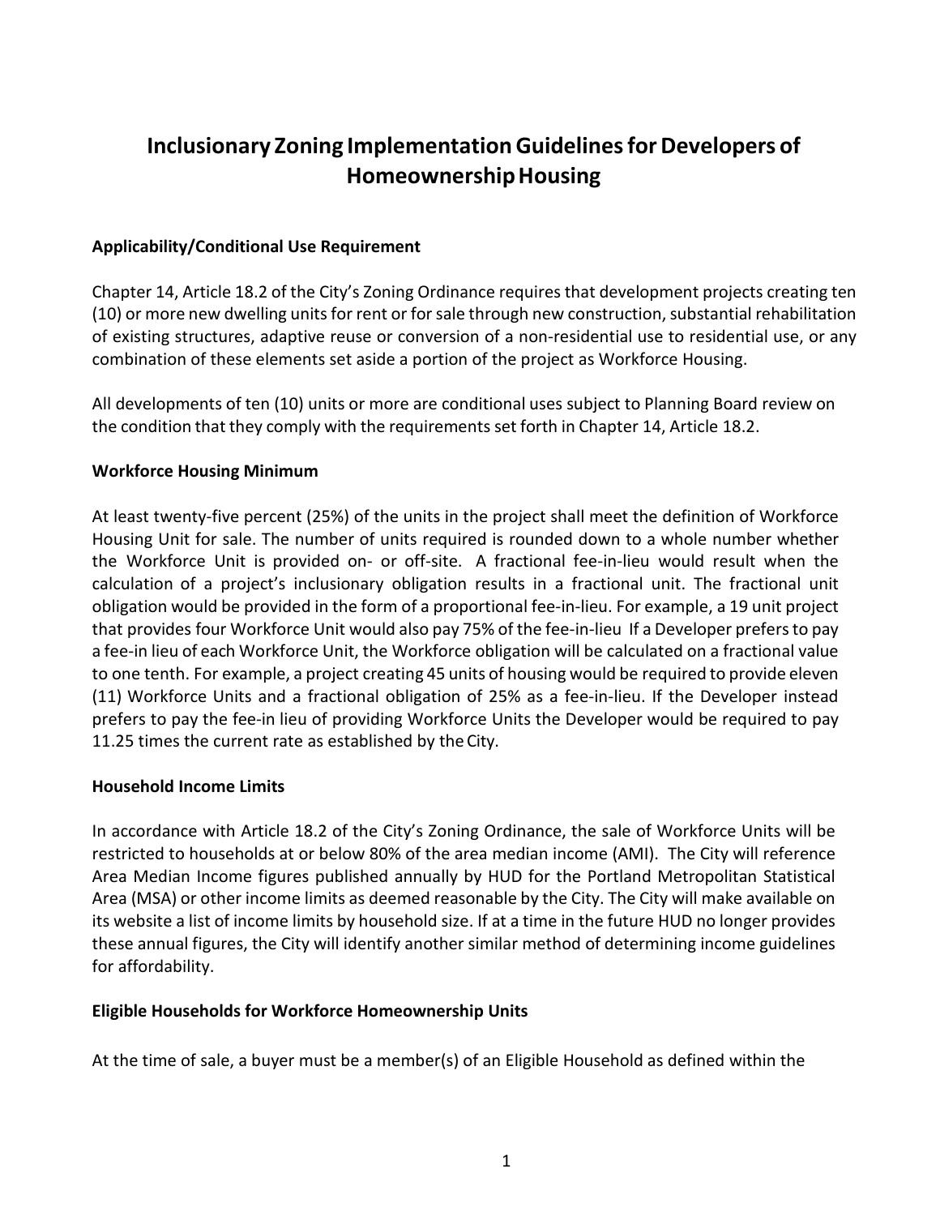# Inclusionary Zoning Implementation Guidelines for Developers of Homeownership Housing

### Applicability/Conditional Use Requirement

Chapter 14, Article 18.2 of the City's Zoning Ordinance requires that development projects creating ten (10) or more new dwelling units for rent or for sale through new construction, substantial rehabilitation of existing structures, adaptive reuse or conversion of a non-residential use to residential use, or any combination of these elements set aside a portion of the project as Workforce Housing.

All developments of ten (10) units or more are conditional uses subject to Planning Board review on the condition that they comply with the requirements set forth in Chapter 14, Article 18.2.

### Workforce Housing Minimum

At least twenty-five percent (25%) of the units in the project shall meet the definition of Workforce Housing Unit for sale. The number of units required is rounded down to a whole number whether the Workforce Unit is provided on- or off-site. A fractional fee-in-lieu would result when the calculation of a project's inclusionary obligation results in a fractional unit. The fractional unit obligation would be provided in the form of a proportional fee-in-lieu. For example, a 19 unit project that provides four Workforce Unit would also pay 75% of the fee-in-lieu If a Developer prefers to pay a fee-in lieu of each Workforce Unit, the Workforce obligation will be calculated on a fractional value to one tenth. For example, a project creating 45 units of housing would be required to provide eleven (11) Workforce Units and a fractional obligation of 25% as a fee-in-lieu. If the Developer instead prefers to pay the fee-in lieu of providing Workforce Units the Developer would be required to pay 11.25 times the current rate as established by the City.

### Household Income Limits

In accordance with Article 18.2 of the City's Zoning Ordinance, the sale of Workforce Units will be restricted to households at or below 80% of the area median income (AMI). The City will reference Area Median Income figures published annually by HUD for the Portland Metropolitan Statistical Area (MSA) or other income limits as deemed reasonable by the City. The City will make available on its website a list of income limits by household size. If at a time in the future HUD no longer provides these annual figures, the City will identify another similar method of determining income guidelines for affordability.

### Eligible Households for Workforce Homeownership Units

At the time of sale, a buyer must be a member(s) of an Eligible Household as defined within the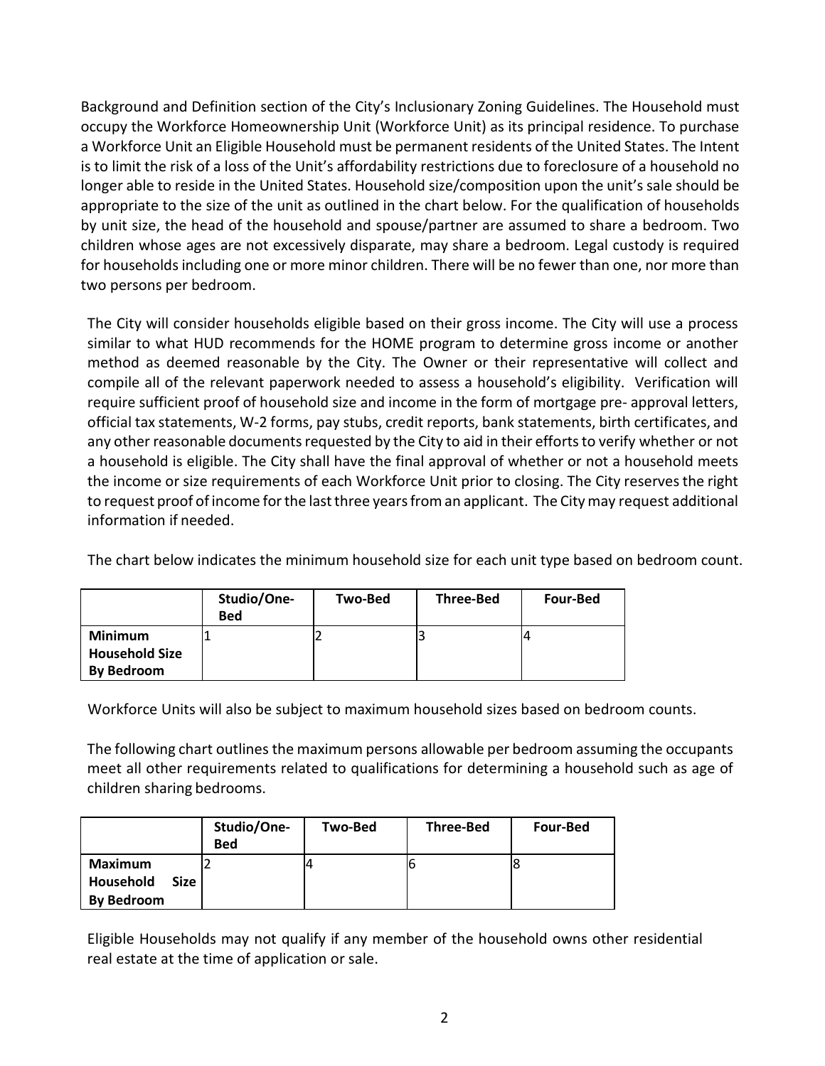Background and Definition section of the City's Inclusionary Zoning Guidelines. The Household must occupy the Workforce Homeownership Unit (Workforce Unit) as its principal residence. To purchase a Workforce Unit an Eligible Household must be permanent residents of the United States. The Intent is to limit the risk of a loss of the Unit's affordability restrictions due to foreclosure of a household no longer able to reside in the United States. Household size/composition upon the unit's sale should be appropriate to the size of the unit as outlined in the chart below. For the qualification of households by unit size, the head of the household and spouse/partner are assumed to share a bedroom. Two children whose ages are not excessively disparate, may share a bedroom. Legal custody is required for households including one or more minor children. There will be no fewer than one, nor more than two persons per bedroom.

The City will consider households eligible based on their gross income. The City will use a process similar to what HUD recommends for the HOME program to determine gross income or another method as deemed reasonable by the City. The Owner or their representative will collect and compile all of the relevant paperwork needed to assess a household's eligibility. Verification will require sufficient proof of household size and income in the form of mortgage pre- approval letters, official tax statements, W-2 forms, pay stubs, credit reports, bank statements, birth certificates, and any other reasonable documents requested by the City to aid in their efforts to verify whether or not a household is eligible. The City shall have the final approval of whether or not a household meets the income or size requirements of each Workforce Unit prior to closing. The City reserves the right to request proof of income for the last three years from an applicant. The City may request additional information if needed.

The chart below indicates the minimum household size for each unit type based on bedroom count.

| | **Studio/One-Bed** | **Two-Bed** | **Three-Bed** | **Four-Bed** |
|---|---|---|---|---|
| **Minimum Household Size By Bedroom** | 1 | 2 | 3 | 4 |

Workforce Units will also be subject to maximum household sizes based on bedroom counts.

The following chart outlines the maximum persons allowable per bedroom assuming the occupants meet all other requirements related to qualifications for determining a household such as age of children sharing bedrooms.

| | **Studio/One-Bed** | **Two-Bed** | **Three-Bed** | **Four-Bed** |
|---|---|---|---|---|
| **Maximum Household Size By Bedroom** | 2 | 4 | 6 | 8 |

Eligible Households may not qualify if any member of the household owns other residential real estate at the time of application or sale.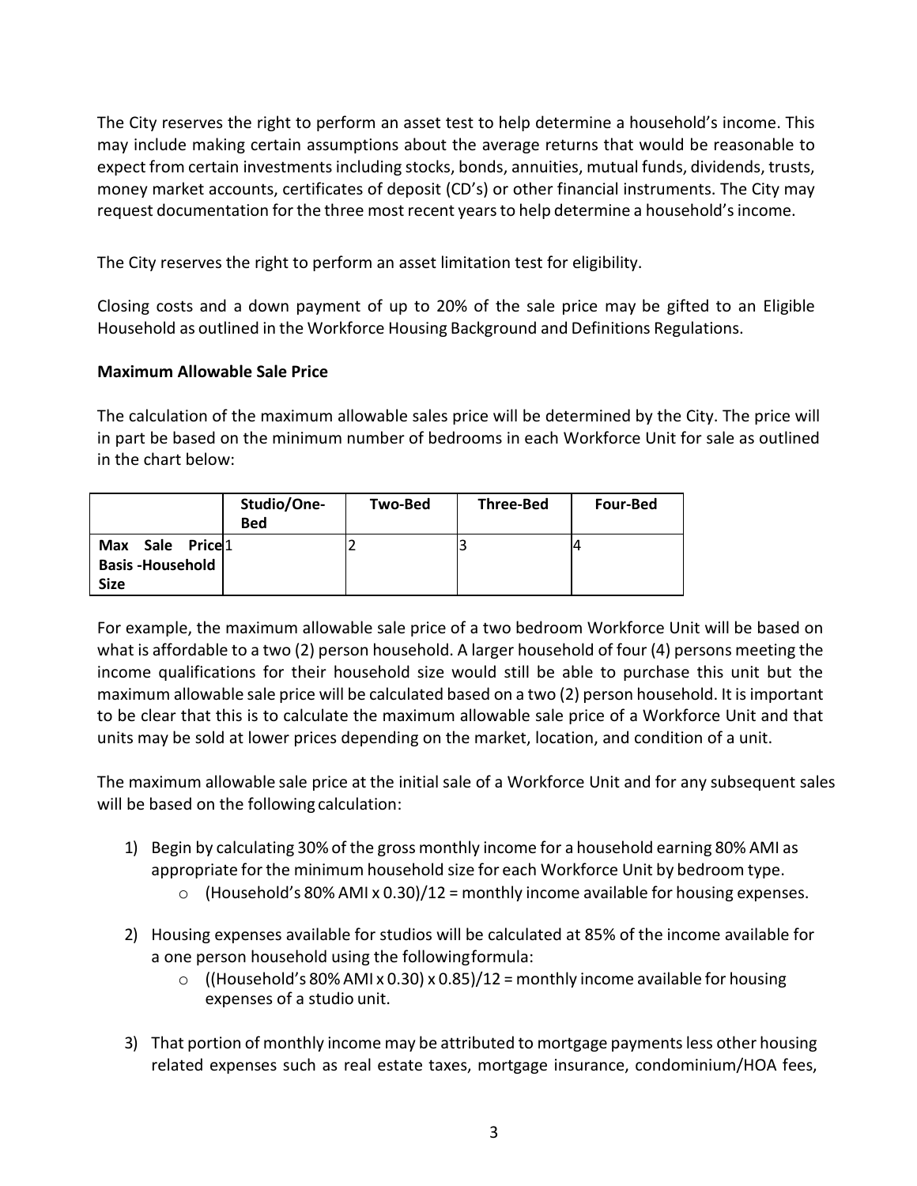The City reserves the right to perform an asset test to help determine a household's income. This may include making certain assumptions about the average returns that would be reasonable to expect from certain investments including stocks, bonds, annuities, mutual funds, dividends, trusts, money market accounts, certificates of deposit (CD's) or other financial instruments. The City may request documentation for the three most recent years to help determine a household's income.

The City reserves the right to perform an asset limitation test for eligibility.

Closing costs and a down payment of up to 20% of the sale price may be gifted to an Eligible Household as outlined in the Workforce Housing Background and Definitions Regulations.

**Maximum Allowable Sale Price**

The calculation of the maximum allowable sales price will be determined by the City. The price will in part be based on the minimum number of bedrooms in each Workforce Unit for sale as outlined in the chart below:

| | Studio/One-Bed | Two-Bed | Three-Bed | Four-Bed |
|---|---|---|---|---|
| **Max Sale Price Basis -Household Size** | 1 | 2 | 3 | 4 |

For example, the maximum allowable sale price of a two bedroom Workforce Unit will be based on what is affordable to a two (2) person household. A larger household of four (4) persons meeting the income qualifications for their household size would still be able to purchase this unit but the maximum allowable sale price will be calculated based on a two (2) person household. It is important to be clear that this is to calculate the maximum allowable sale price of a Workforce Unit and that units may be sold at lower prices depending on the market, location, and condition of a unit.

The maximum allowable sale price at the initial sale of a Workforce Unit and for any subsequent sales will be based on the following calculation:

1) Begin by calculating 30% of the gross monthly income for a household earning 80% AMI as appropriate for the minimum household size for each Workforce Unit by bedroom type.
    - (Household's 80% AMI x 0.30)/12 = monthly income available for housing expenses.

2) Housing expenses available for studios will be calculated at 85% of the income available for a one person household using the following formula:
    - ((Household's 80% AMI x 0.30) x 0.85)/12 = monthly income available for housing expenses of a studio unit.

3) That portion of monthly income may be attributed to mortgage payments less other housing related expenses such as real estate taxes, mortgage insurance, condominium/HOA fees,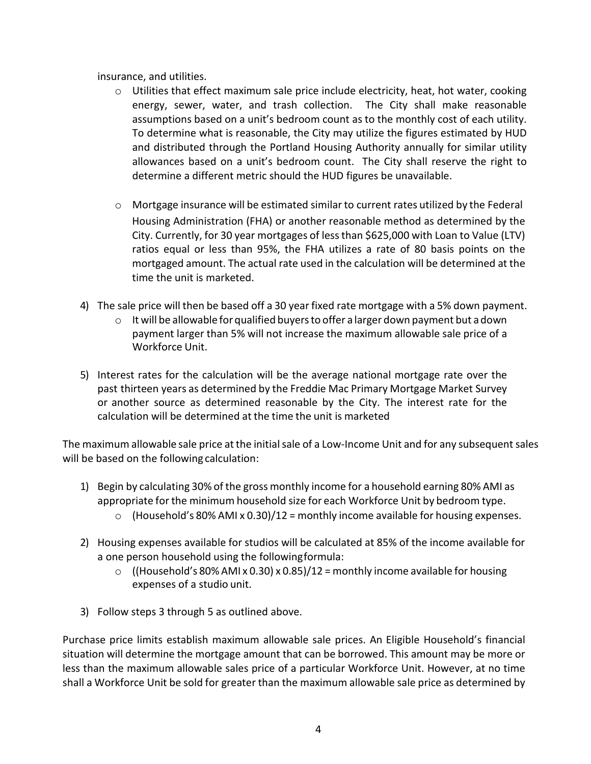insurance, and utilities.

- Utilities that effect maximum sale price include electricity, heat, hot water, cooking energy, sewer, water, and trash collection. The City shall make reasonable assumptions based on a unit's bedroom count as to the monthly cost of each utility. To determine what is reasonable, the City may utilize the figures estimated by HUD and distributed through the Portland Housing Authority annually for similar utility allowances based on a unit's bedroom count. The City shall reserve the right to determine a different metric should the HUD figures be unavailable.

- Mortgage insurance will be estimated similar to current rates utilized by the Federal Housing Administration (FHA) or another reasonable method as determined by the City. Currently, for 30 year mortgages of less than $625,000 with Loan to Value (LTV) ratios equal or less than 95%, the FHA utilizes a rate of 80 basis points on the mortgaged amount. The actual rate used in the calculation will be determined at the time the unit is marketed.

4) The sale price will then be based off a 30 year fixed rate mortgage with a 5% down payment.
   - It will be allowable for qualified buyers to offer a larger down payment but a down payment larger than 5% will not increase the maximum allowable sale price of a Workforce Unit.

5) Interest rates for the calculation will be the average national mortgage rate over the past thirteen years as determined by the Freddie Mac Primary Mortgage Market Survey or another source as determined reasonable by the City. The interest rate for the calculation will be determined at the time the unit is marketed

The maximum allowable sale price at the initial sale of a Low-Income Unit and for any subsequent sales will be based on the following calculation:

1) Begin by calculating 30% of the gross monthly income for a household earning 80% AMI as appropriate for the minimum household size for each Workforce Unit by bedroom type.
   - (Household's 80% AMI x 0.30)/12 = monthly income available for housing expenses.

2) Housing expenses available for studios will be calculated at 85% of the income available for a one person household using the following formula:
   - ((Household's 80% AMI x 0.30) x 0.85)/12 = monthly income available for housing expenses of a studio unit.

3) Follow steps 3 through 5 as outlined above.

Purchase price limits establish maximum allowable sale prices. An Eligible Household's financial situation will determine the mortgage amount that can be borrowed. This amount may be more or less than the maximum allowable sales price of a particular Workforce Unit. However, at no time shall a Workforce Unit be sold for greater than the maximum allowable sale price as determined by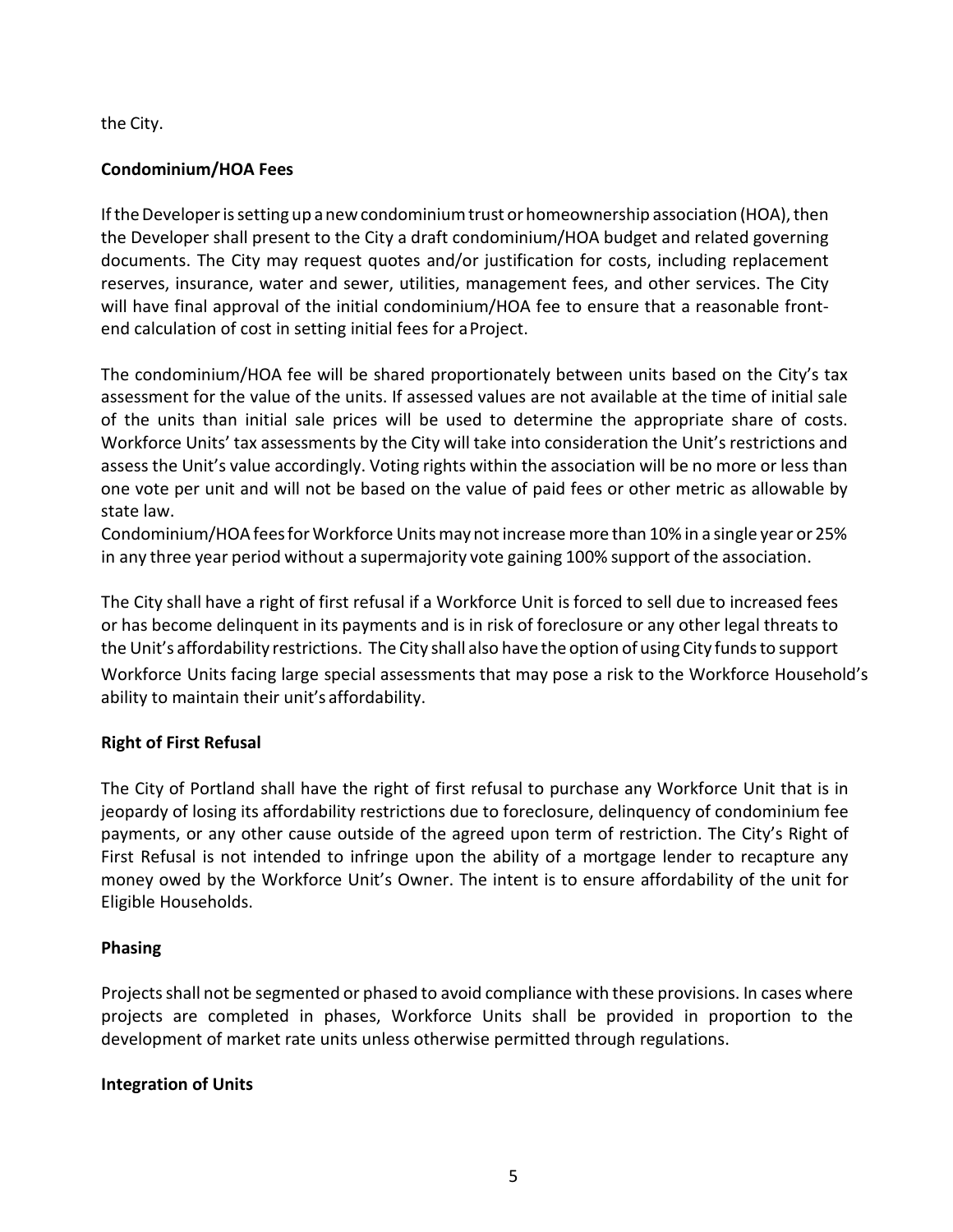the City.

**Condominium/HOA Fees**

If the Developer is setting up a new condominium trust or homeownership association (HOA), then the Developer shall present to the City a draft condominium/HOA budget and related governing documents. The City may request quotes and/or justification for costs, including replacement reserves, insurance, water and sewer, utilities, management fees, and other services. The City will have final approval of the initial condominium/HOA fee to ensure that a reasonable front-end calculation of cost in setting initial fees for a Project.

The condominium/HOA fee will be shared proportionately between units based on the City's tax assessment for the value of the units. If assessed values are not available at the time of initial sale of the units than initial sale prices will be used to determine the appropriate share of costs. Workforce Units' tax assessments by the City will take into consideration the Unit's restrictions and assess the Unit's value accordingly. Voting rights within the association will be no more or less than one vote per unit and will not be based on the value of paid fees or other metric as allowable by state law.
Condominium/HOA fees for Workforce Units may not increase more than 10% in a single year or 25% in any three year period without a supermajority vote gaining 100% support of the association.

The City shall have a right of first refusal if a Workforce Unit is forced to sell due to increased fees or has become delinquent in its payments and is in risk of foreclosure or any other legal threats to the Unit's affordability restrictions. The City shall also have the option of using City funds to support Workforce Units facing large special assessments that may pose a risk to the Workforce Household's ability to maintain their unit's affordability.

**Right of First Refusal**

The City of Portland shall have the right of first refusal to purchase any Workforce Unit that is in jeopardy of losing its affordability restrictions due to foreclosure, delinquency of condominium fee payments, or any other cause outside of the agreed upon term of restriction. The City's Right of First Refusal is not intended to infringe upon the ability of a mortgage lender to recapture any money owed by the Workforce Unit's Owner. The intent is to ensure affordability of the unit for Eligible Households.

**Phasing**

Projects shall not be segmented or phased to avoid compliance with these provisions. In cases where projects are completed in phases, Workforce Units shall be provided in proportion to the development of market rate units unless otherwise permitted through regulations.

**Integration of Units**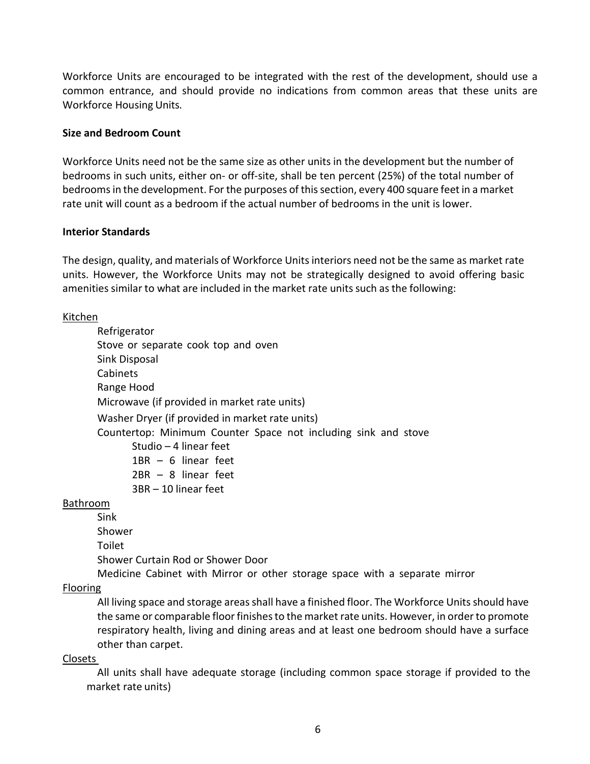Workforce Units are encouraged to be integrated with the rest of the development, should use a common entrance, and should provide no indications from common areas that these units are Workforce Housing Units.

**Size and Bedroom Count**

Workforce Units need not be the same size as other units in the development but the number of bedrooms in such units, either on- or off-site, shall be ten percent (25%) of the total number of bedrooms in the development. For the purposes of this section, every 400 square feet in a market rate unit will count as a bedroom if the actual number of bedrooms in the unit is lower.

**Interior Standards**

The design, quality, and materials of Workforce Units interiors need not be the same as market rate units. However, the Workforce Units may not be strategically designed to avoid offering basic amenities similar to what are included in the market rate units such as the following:

<u>Kitchen</u>

- Refrigerator
- Stove or separate cook top and oven
- Sink Disposal
- Cabinets
- Range Hood
- Microwave (if provided in market rate units)
- Washer Dryer (if provided in market rate units)
- Countertop: Minimum Counter Space not including sink and stove
  - Studio – 4 linear feet
  - 1BR – 6 linear feet
  - 2BR – 8 linear feet
  - 3BR – 10 linear feet

<u>Bathroom</u>

- Sink
- Shower
- Toilet
- Shower Curtain Rod or Shower Door
- Medicine Cabinet with Mirror or other storage space with a separate mirror

<u>Flooring</u>

All living space and storage areas shall have a finished floor. The Workforce Units should have the same or comparable floor finishes to the market rate units. However, in order to promote respiratory health, living and dining areas and at least one bedroom should have a surface other than carpet.

<u>Closets</u>

All units shall have adequate storage (including common space storage if provided to the market rate units)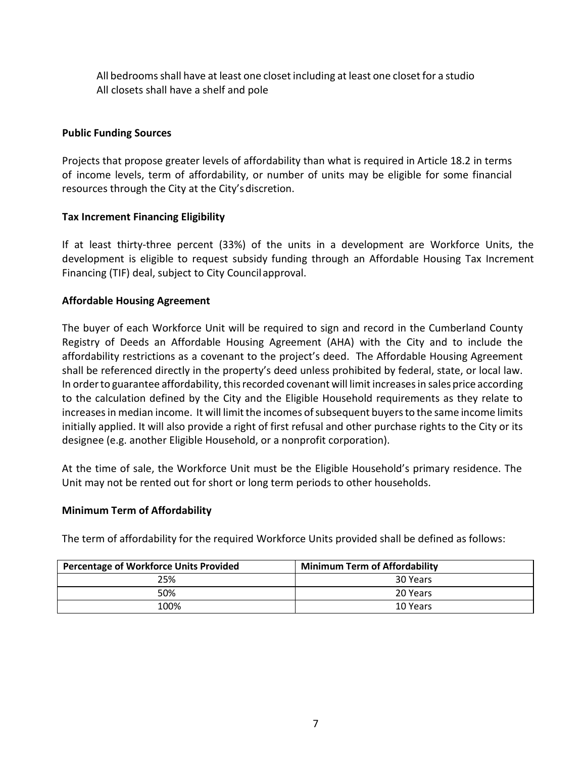All bedrooms shall have at least one closet including at least one closet for a studio
All closets shall have a shelf and pole

**Public Funding Sources**

Projects that propose greater levels of affordability than what is required in Article 18.2 in terms of income levels, term of affordability, or number of units may be eligible for some financial resources through the City at the City's discretion.

**Tax Increment Financing Eligibility**

If at least thirty-three percent (33%) of the units in a development are Workforce Units, the development is eligible to request subsidy funding through an Affordable Housing Tax Increment Financing (TIF) deal, subject to City Council approval.

**Affordable Housing Agreement**

The buyer of each Workforce Unit will be required to sign and record in the Cumberland County Registry of Deeds an Affordable Housing Agreement (AHA) with the City and to include the affordability restrictions as a covenant to the project's deed. The Affordable Housing Agreement shall be referenced directly in the property's deed unless prohibited by federal, state, or local law. In order to guarantee affordability, this recorded covenant will limit increases in sales price according to the calculation defined by the City and the Eligible Household requirements as they relate to increases in median income. It will limit the incomes of subsequent buyers to the same income limits initially applied. It will also provide a right of first refusal and other purchase rights to the City or its designee (e.g. another Eligible Household, or a nonprofit corporation).

At the time of sale, the Workforce Unit must be the Eligible Household's primary residence. The Unit may not be rented out for short or long term periods to other households.

**Minimum Term of Affordability**

The term of affordability for the required Workforce Units provided shall be defined as follows:

| Percentage of Workforce Units Provided | Minimum Term of Affordability |
| --- | --- |
| 25% | 30 Years |
| 50% | 20 Years |
| 100% | 10 Years |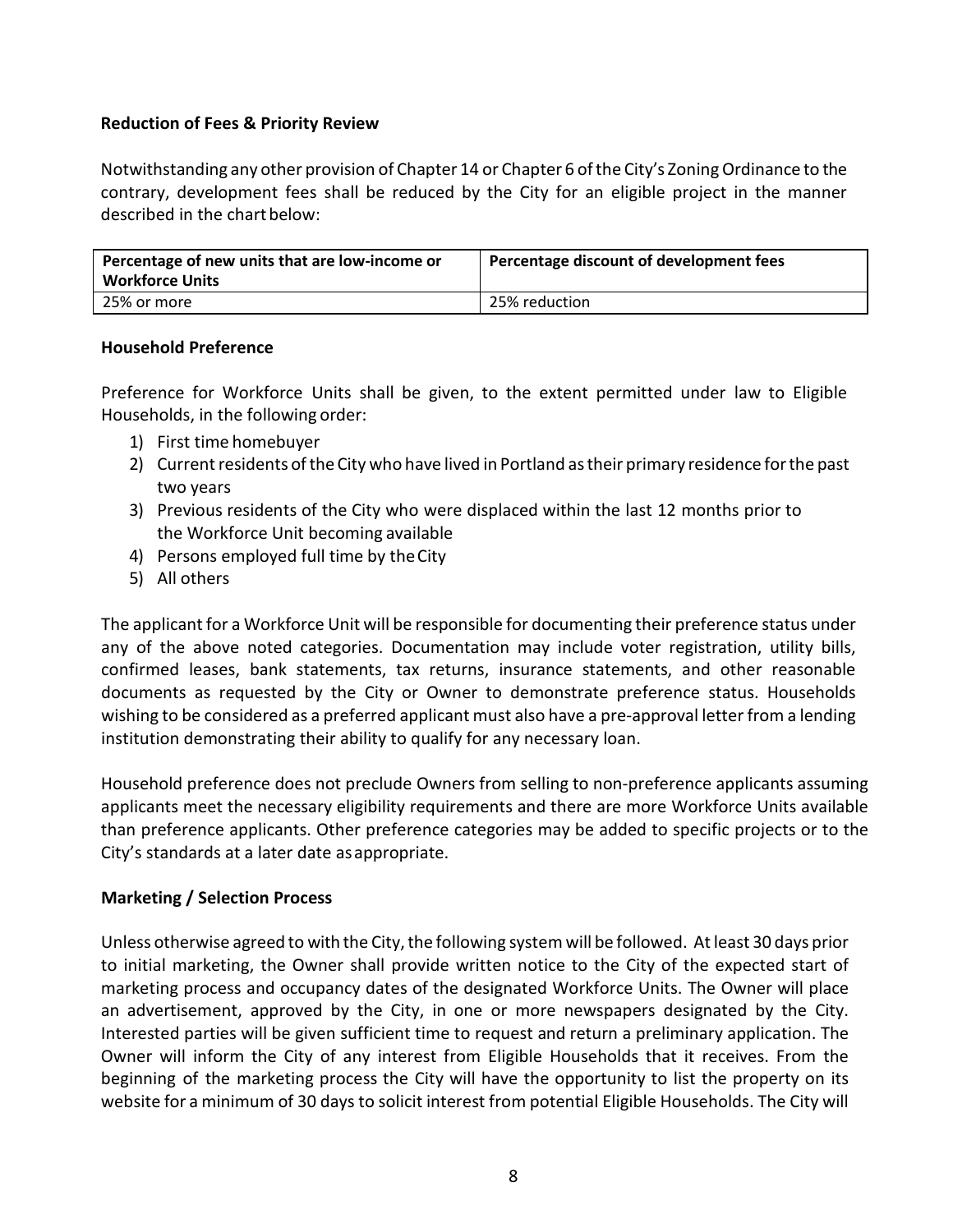**Reduction of Fees & Priority Review**

Notwithstanding any other provision of Chapter 14 or Chapter 6 of the City's Zoning Ordinance to the contrary, development fees shall be reduced by the City for an eligible project in the manner described in the chart below:

| Percentage of new units that are low-income or Workforce Units | Percentage discount of development fees |
|---|---|
| 25% or more | 25% reduction |

**Household Preference**

Preference for Workforce Units shall be given, to the extent permitted under law to Eligible Households, in the following order:

1) First time homebuyer
2) Current residents of the City who have lived in Portland as their primary residence for the past two years
3) Previous residents of the City who were displaced within the last 12 months prior to the Workforce Unit becoming available
4) Persons employed full time by the City
5) All others

The applicant for a Workforce Unit will be responsible for documenting their preference status under any of the above noted categories. Documentation may include voter registration, utility bills, confirmed leases, bank statements, tax returns, insurance statements, and other reasonable documents as requested by the City or Owner to demonstrate preference status. Households wishing to be considered as a preferred applicant must also have a pre-approval letter from a lending institution demonstrating their ability to qualify for any necessary loan.

Household preference does not preclude Owners from selling to non-preference applicants assuming applicants meet the necessary eligibility requirements and there are more Workforce Units available than preference applicants. Other preference categories may be added to specific projects or to the City's standards at a later date as appropriate.

**Marketing / Selection Process**

Unless otherwise agreed to with the City, the following system will be followed. At least 30 days prior to initial marketing, the Owner shall provide written notice to the City of the expected start of marketing process and occupancy dates of the designated Workforce Units. The Owner will place an advertisement, approved by the City, in one or more newspapers designated by the City. Interested parties will be given sufficient time to request and return a preliminary application. The Owner will inform the City of any interest from Eligible Households that it receives. From the beginning of the marketing process the City will have the opportunity to list the property on its website for a minimum of 30 days to solicit interest from potential Eligible Households. The City will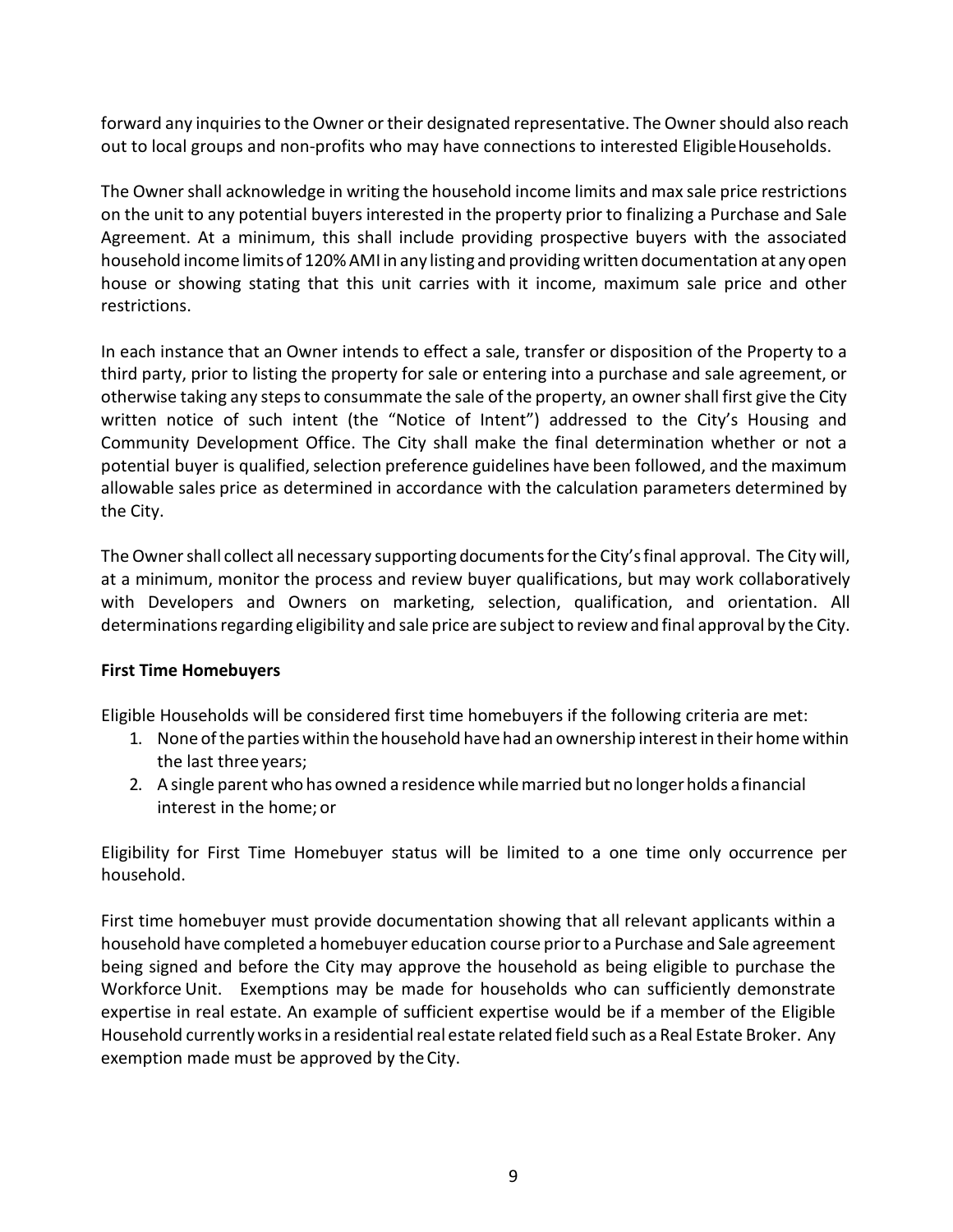forward any inquiries to the Owner or their designated representative. The Owner should also reach out to local groups and non-profits who may have connections to interested Eligible Households.

The Owner shall acknowledge in writing the household income limits and max sale price restrictions on the unit to any potential buyers interested in the property prior to finalizing a Purchase and Sale Agreement. At a minimum, this shall include providing prospective buyers with the associated household income limits of 120% AMI in any listing and providing written documentation at any open house or showing stating that this unit carries with it income, maximum sale price and other restrictions.

In each instance that an Owner intends to effect a sale, transfer or disposition of the Property to a third party, prior to listing the property for sale or entering into a purchase and sale agreement, or otherwise taking any steps to consummate the sale of the property, an owner shall first give the City written notice of such intent (the "Notice of Intent") addressed to the City's Housing and Community Development Office. The City shall make the final determination whether or not a potential buyer is qualified, selection preference guidelines have been followed, and the maximum allowable sales price as determined in accordance with the calculation parameters determined by the City.

The Owner shall collect all necessary supporting documents for the City's final approval. The City will, at a minimum, monitor the process and review buyer qualifications, but may work collaboratively with Developers and Owners on marketing, selection, qualification, and orientation. All determinations regarding eligibility and sale price are subject to review and final approval by the City.

**First Time Homebuyers**

Eligible Households will be considered first time homebuyers if the following criteria are met:

1. None of the parties within the household have had an ownership interest in their home within the last three years;
2. A single parent who has owned a residence while married but no longer holds a financial interest in the home; or

Eligibility for First Time Homebuyer status will be limited to a one time only occurrence per household.

First time homebuyer must provide documentation showing that all relevant applicants within a household have completed a homebuyer education course prior to a Purchase and Sale agreement being signed and before the City may approve the household as being eligible to purchase the Workforce Unit. Exemptions may be made for households who can sufficiently demonstrate expertise in real estate. An example of sufficient expertise would be if a member of the Eligible Household currently works in a residential real estate related field such as a Real Estate Broker. Any exemption made must be approved by the City.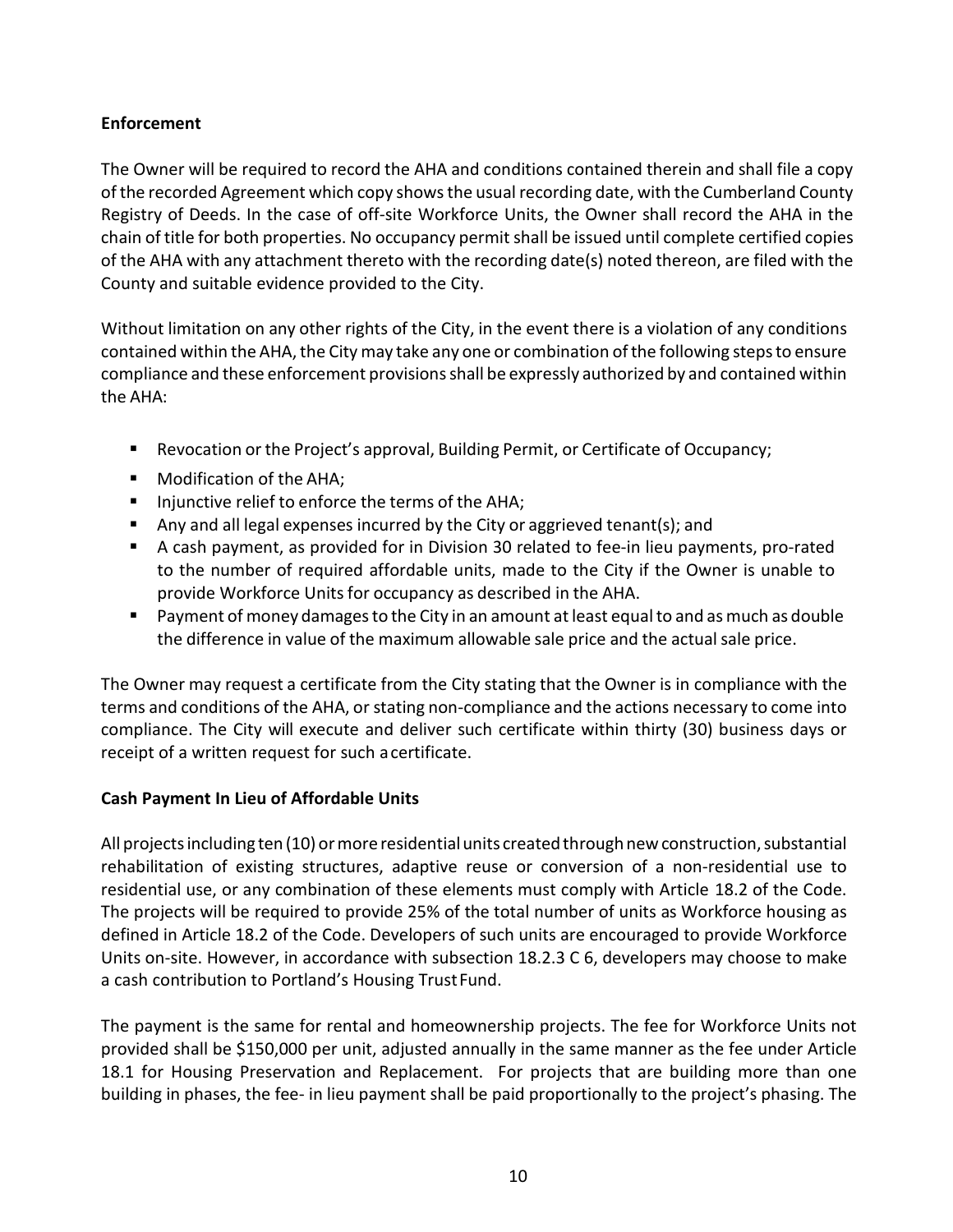**Enforcement**

The Owner will be required to record the AHA and conditions contained therein and shall file a copy of the recorded Agreement which copy shows the usual recording date, with the Cumberland County Registry of Deeds. In the case of off-site Workforce Units, the Owner shall record the AHA in the chain of title for both properties. No occupancy permit shall be issued until complete certified copies of the AHA with any attachment thereto with the recording date(s) noted thereon, are filed with the County and suitable evidence provided to the City.

Without limitation on any other rights of the City, in the event there is a violation of any conditions contained within the AHA, the City may take any one or combination of the following steps to ensure compliance and these enforcement provisions shall be expressly authorized by and contained within the AHA:

- Revocation or the Project's approval, Building Permit, or Certificate of Occupancy;
- Modification of the AHA;
- Injunctive relief to enforce the terms of the AHA;
- Any and all legal expenses incurred by the City or aggrieved tenant(s); and
- A cash payment, as provided for in Division 30 related to fee-in lieu payments, pro-rated to the number of required affordable units, made to the City if the Owner is unable to provide Workforce Units for occupancy as described in the AHA.
- Payment of money damages to the City in an amount at least equal to and as much as double the difference in value of the maximum allowable sale price and the actual sale price.

The Owner may request a certificate from the City stating that the Owner is in compliance with the terms and conditions of the AHA, or stating non-compliance and the actions necessary to come into compliance. The City will execute and deliver such certificate within thirty (30) business days or receipt of a written request for such a certificate.

**Cash Payment In Lieu of Affordable Units**

All projects including ten (10) or more residential units created through new construction, substantial rehabilitation of existing structures, adaptive reuse or conversion of a non-residential use to residential use, or any combination of these elements must comply with Article 18.2 of the Code. The projects will be required to provide 25% of the total number of units as Workforce housing as defined in Article 18.2 of the Code. Developers of such units are encouraged to provide Workforce Units on-site. However, in accordance with subsection 18.2.3 C 6, developers may choose to make a cash contribution to Portland's Housing Trust Fund.

The payment is the same for rental and homeownership projects. The fee for Workforce Units not provided shall be $150,000 per unit, adjusted annually in the same manner as the fee under Article 18.1 for Housing Preservation and Replacement. For projects that are building more than one building in phases, the fee- in lieu payment shall be paid proportionally to the project's phasing. The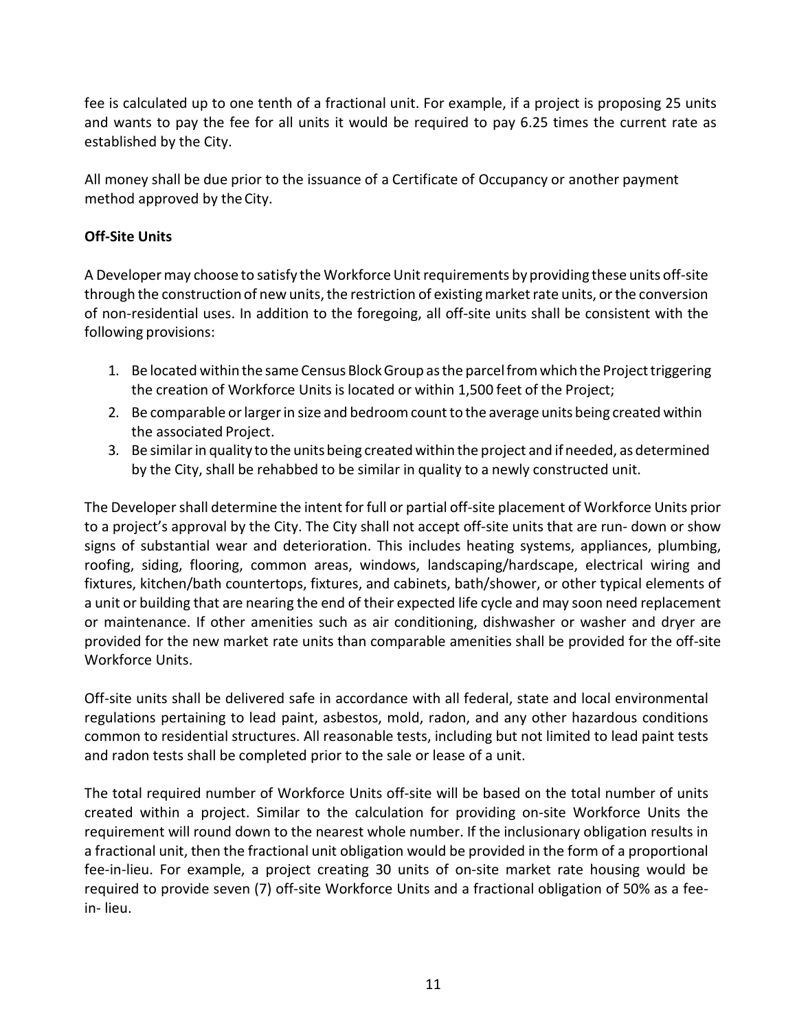fee is calculated up to one tenth of a fractional unit. For example, if a project is proposing 25 units and wants to pay the fee for all units it would be required to pay 6.25 times the current rate as established by the City.

All money shall be due prior to the issuance of a Certificate of Occupancy or another payment method approved by the City.

**Off-Site Units**

A Developer may choose to satisfy the Workforce Unit requirements by providing these units off-site through the construction of new units, the restriction of existing market rate units, or the conversion of non-residential uses. In addition to the foregoing, all off-site units shall be consistent with the following provisions:

1. Be located within the same Census Block Group as the parcel from which the Project triggering the creation of Workforce Units is located or within 1,500 feet of the Project;
2. Be comparable or larger in size and bedroom count to the average units being created within the associated Project.
3. Be similar in quality to the units being created within the project and if needed, as determined by the City, shall be rehabbed to be similar in quality to a newly constructed unit.

The Developer shall determine the intent for full or partial off-site placement of Workforce Units prior to a project's approval by the City. The City shall not accept off-site units that are run- down or show signs of substantial wear and deterioration. This includes heating systems, appliances, plumbing, roofing, siding, flooring, common areas, windows, landscaping/hardscape, electrical wiring and fixtures, kitchen/bath countertops, fixtures, and cabinets, bath/shower, or other typical elements of a unit or building that are nearing the end of their expected life cycle and may soon need replacement or maintenance. If other amenities such as air conditioning, dishwasher or washer and dryer are provided for the new market rate units than comparable amenities shall be provided for the off-site Workforce Units.

Off-site units shall be delivered safe in accordance with all federal, state and local environmental regulations pertaining to lead paint, asbestos, mold, radon, and any other hazardous conditions common to residential structures. All reasonable tests, including but not limited to lead paint tests and radon tests shall be completed prior to the sale or lease of a unit.

The total required number of Workforce Units off-site will be based on the total number of units created within a project. Similar to the calculation for providing on-site Workforce Units the requirement will round down to the nearest whole number. If the inclusionary obligation results in a fractional unit, then the fractional unit obligation would be provided in the form of a proportional fee-in-lieu. For example, a project creating 30 units of on-site market rate housing would be required to provide seven (7) off-site Workforce Units and a fractional obligation of 50% as a fee-in- lieu.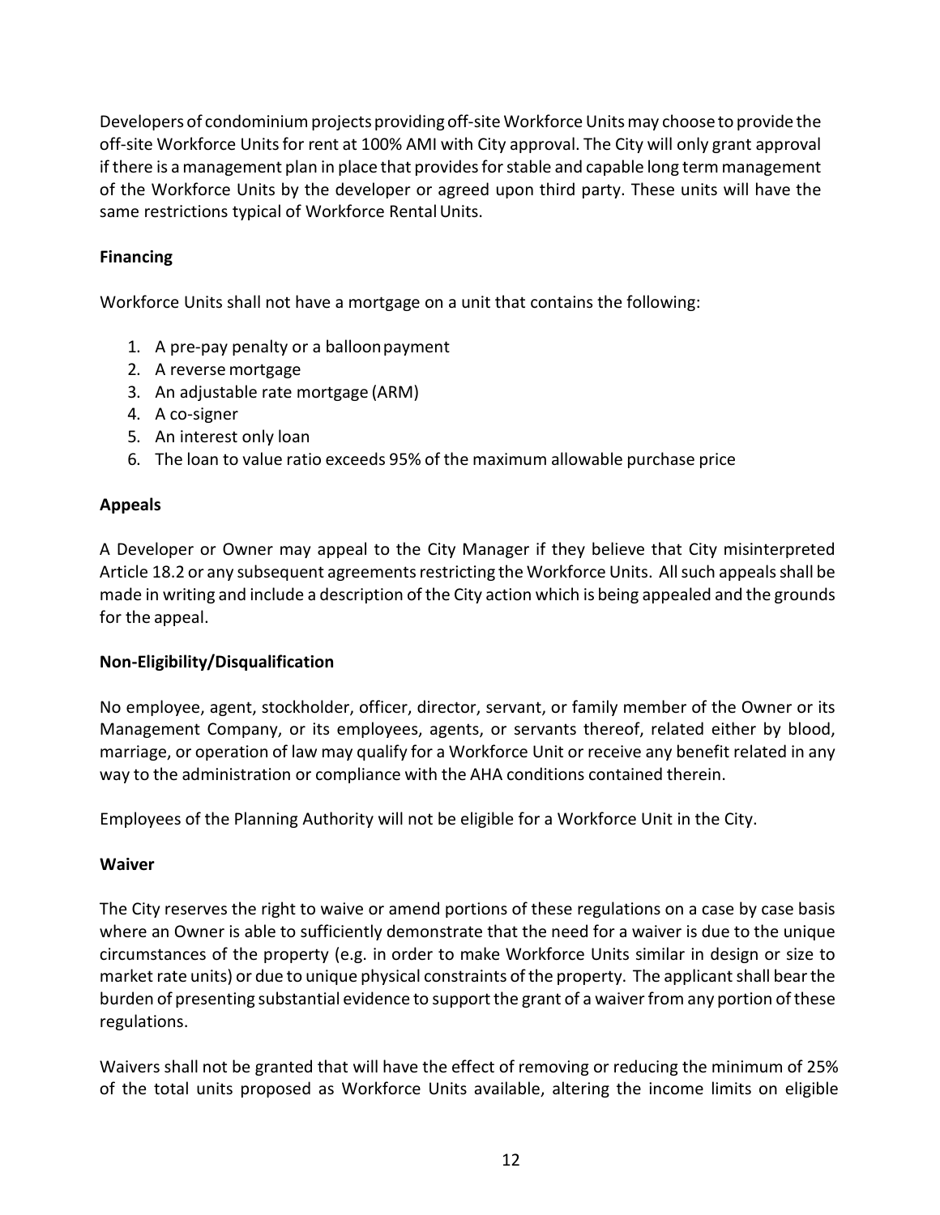Developers of condominium projects providing off-site Workforce Units may choose to provide the off-site Workforce Units for rent at 100% AMI with City approval. The City will only grant approval if there is a management plan in place that provides for stable and capable long term management of the Workforce Units by the developer or agreed upon third party. These units will have the same restrictions typical of Workforce Rental Units.

**Financing**

Workforce Units shall not have a mortgage on a unit that contains the following:

1. A pre-pay penalty or a balloon payment
2. A reverse mortgage
3. An adjustable rate mortgage (ARM)
4. A co-signer
5. An interest only loan
6. The loan to value ratio exceeds 95% of the maximum allowable purchase price

**Appeals**

A Developer or Owner may appeal to the City Manager if they believe that City misinterpreted Article 18.2 or any subsequent agreements restricting the Workforce Units. All such appeals shall be made in writing and include a description of the City action which is being appealed and the grounds for the appeal.

**Non-Eligibility/Disqualification**

No employee, agent, stockholder, officer, director, servant, or family member of the Owner or its Management Company, or its employees, agents, or servants thereof, related either by blood, marriage, or operation of law may qualify for a Workforce Unit or receive any benefit related in any way to the administration or compliance with the AHA conditions contained therein.

Employees of the Planning Authority will not be eligible for a Workforce Unit in the City.

**Waiver**

The City reserves the right to waive or amend portions of these regulations on a case by case basis where an Owner is able to sufficiently demonstrate that the need for a waiver is due to the unique circumstances of the property (e.g. in order to make Workforce Units similar in design or size to market rate units) or due to unique physical constraints of the property. The applicant shall bear the burden of presenting substantial evidence to support the grant of a waiver from any portion of these regulations.

Waivers shall not be granted that will have the effect of removing or reducing the minimum of 25% of the total units proposed as Workforce Units available, altering the income limits on eligible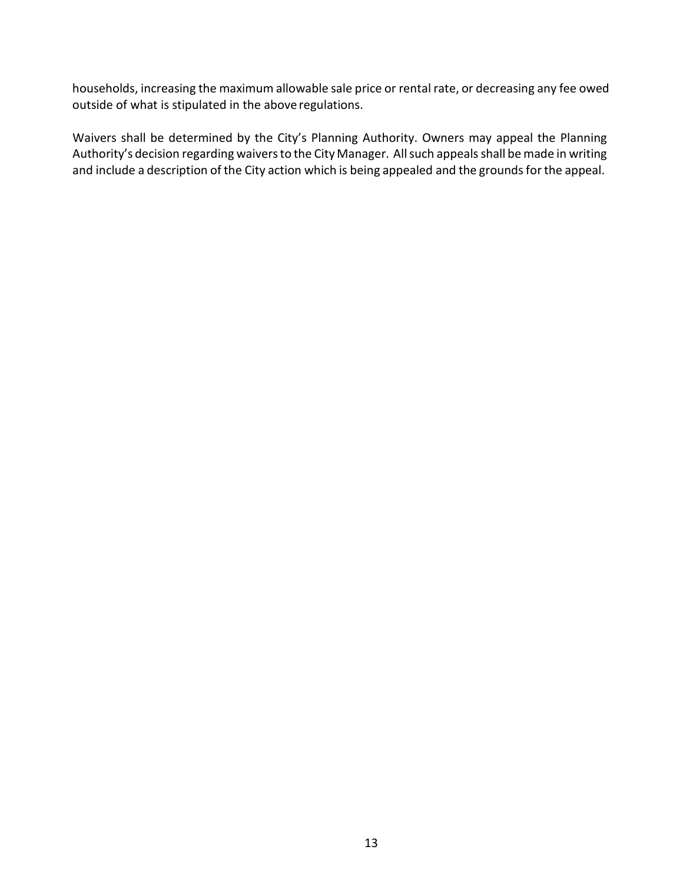households, increasing the maximum allowable sale price or rental rate, or decreasing any fee owed outside of what is stipulated in the above regulations.

Waivers shall be determined by the City's Planning Authority. Owners may appeal the Planning Authority's decision regarding waivers to the City Manager. All such appeals shall be made in writing and include a description of the City action which is being appealed and the grounds for the appeal.